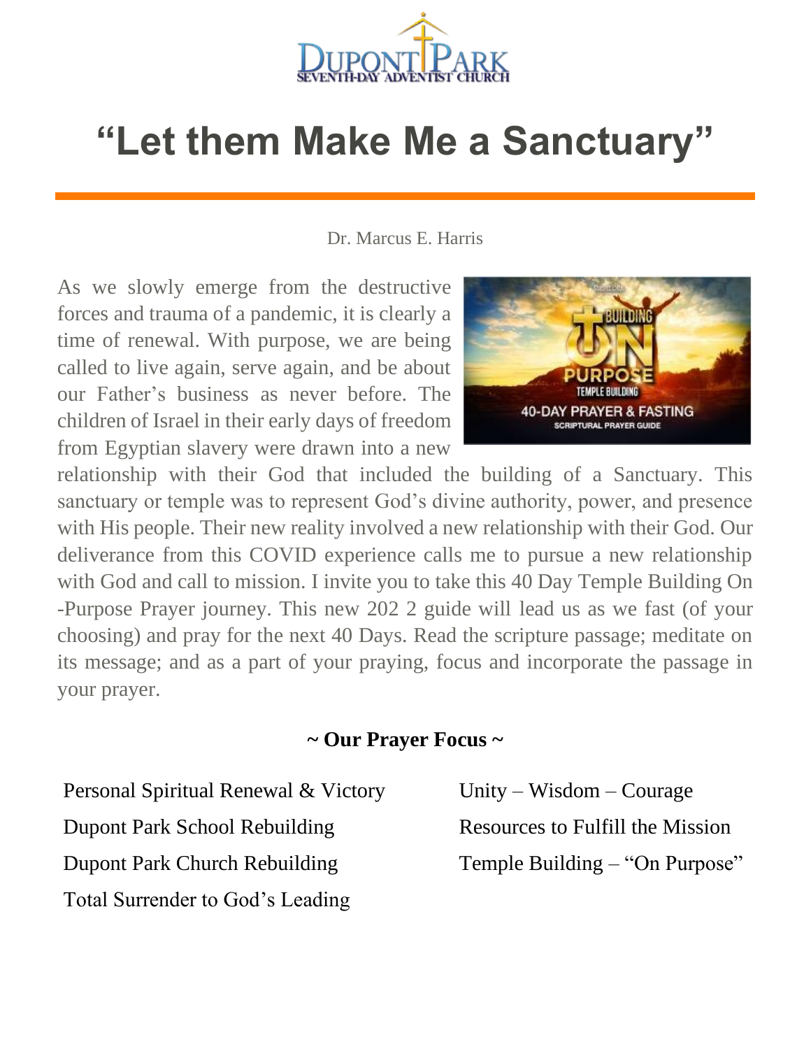DUPONT PARK
SEVENTH-DAY ADVENTIST CHURCH

# "Let them Make Me a Sanctuary"

Dr. Marcus E. Harris

As we slowly emerge from the destructive forces and trauma of a pandemic, it is clearly a time of renewal. With purpose, we are being called to live again, serve again, and be about our Father's business as never before. The children of Israel in their early days of freedom from Egyptian slavery were drawn into a new relationship with their God that included the building of a Sanctuary. This sanctuary or temple was to represent God's divine authority, power, and presence with His people. Their new reality involved a new relationship with their God. Our deliverance from this COVID experience calls me to pursue a new relationship with God and call to mission. I invite you to take this 40 Day Temple Building On -Purpose Prayer journey. This new 202 2 guide will lead us as we fast (of your choosing) and pray for the next 40 Days. Read the scripture passage; meditate on its message; and as a part of your praying, focus and incorporate the passage in your prayer.

## ~ Our Prayer Focus ~

- Personal Spiritual Renewal & Victory
- Dupont Park School Rebuilding
- Dupont Park Church Rebuilding
- Total Surrender to God's Leading
- Unity – Wisdom – Courage
- Resources to Fulfill the Mission
- Temple Building – "On Purpose"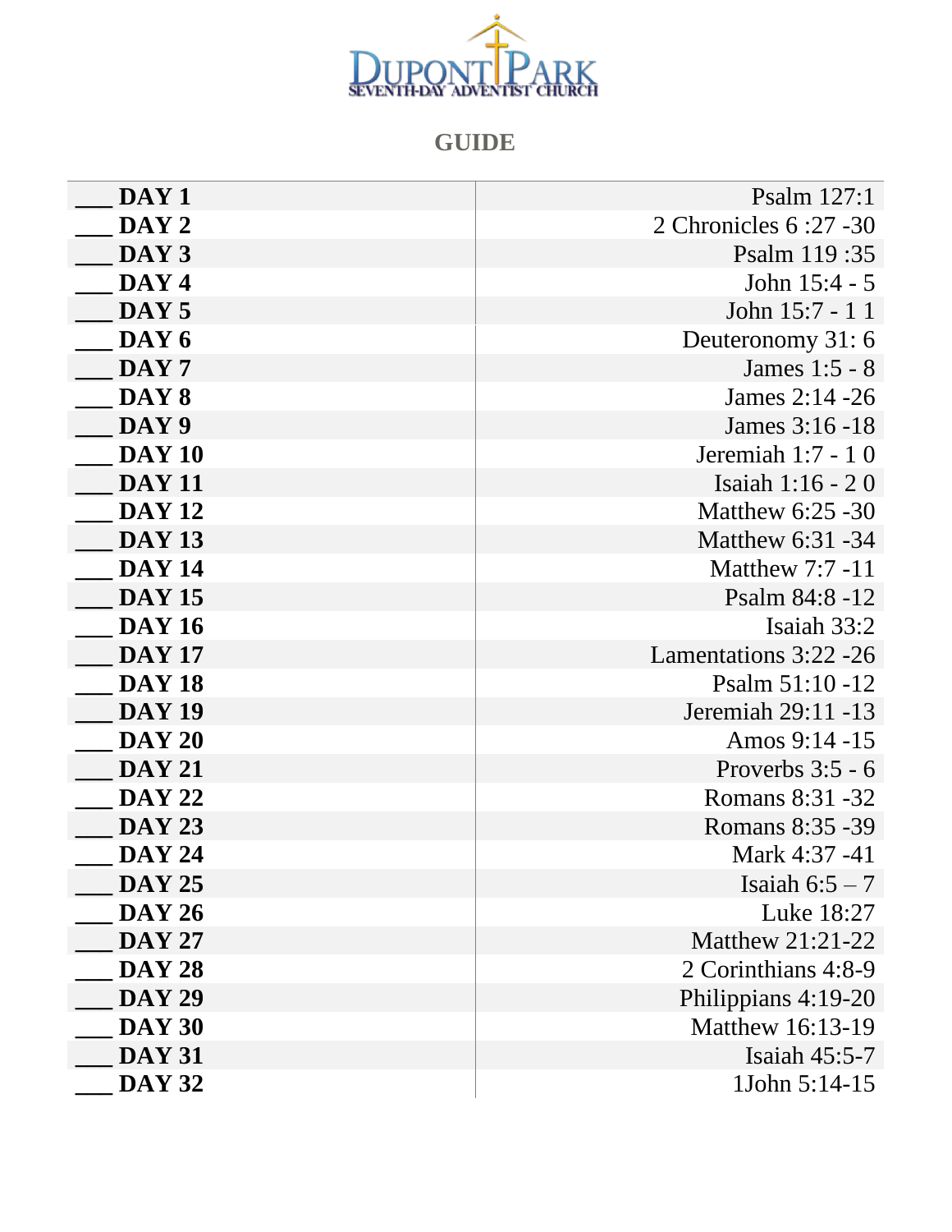DUPONT PARK
SEVENTH-DAY ADVENTIST CHURCH

## GUIDE

| | |
|---|---|
| ___ **DAY 1** | Psalm 127:1 |
| ___ **DAY 2** | 2 Chronicles 6 :27 -30 |
| ___ **DAY 3** | Psalm 119 :35 |
| ___ **DAY 4** | John 15:4 - 5 |
| ___ **DAY 5** | John 15:7 - 1 1 |
| ___ **DAY 6** | Deuteronomy 31: 6 |
| ___ **DAY 7** | James 1:5 - 8 |
| ___ **DAY 8** | James 2:14 -26 |
| ___ **DAY 9** | James 3:16 -18 |
| ___ **DAY 10** | Jeremiah 1:7 - 1 0 |
| ___ **DAY 11** | Isaiah 1:16 - 2 0 |
| ___ **DAY 12** | Matthew 6:25 -30 |
| ___ **DAY 13** | Matthew 6:31 -34 |
| ___ **DAY 14** | Matthew 7:7 -11 |
| ___ **DAY 15** | Psalm 84:8 -12 |
| ___ **DAY 16** | Isaiah 33:2 |
| ___ **DAY 17** | Lamentations 3:22 -26 |
| ___ **DAY 18** | Psalm 51:10 -12 |
| ___ **DAY 19** | Jeremiah 29:11 -13 |
| ___ **DAY 20** | Amos 9:14 -15 |
| ___ **DAY 21** | Proverbs 3:5 - 6 |
| ___ **DAY 22** | Romans 8:31 -32 |
| ___ **DAY 23** | Romans 8:35 -39 |
| ___ **DAY 24** | Mark 4:37 -41 |
| ___ **DAY 25** | Isaiah 6:5 – 7 |
| ___ **DAY 26** | Luke 18:27 |
| ___ **DAY 27** | Matthew 21:21-22 |
| ___ **DAY 28** | 2 Corinthians 4:8-9 |
| ___ **DAY 29** | Philippians 4:19-20 |
| ___ **DAY 30** | Matthew 16:13-19 |
| ___ **DAY 31** | Isaiah 45:5-7 |
| ___ **DAY 32** | 1John 5:14-15 |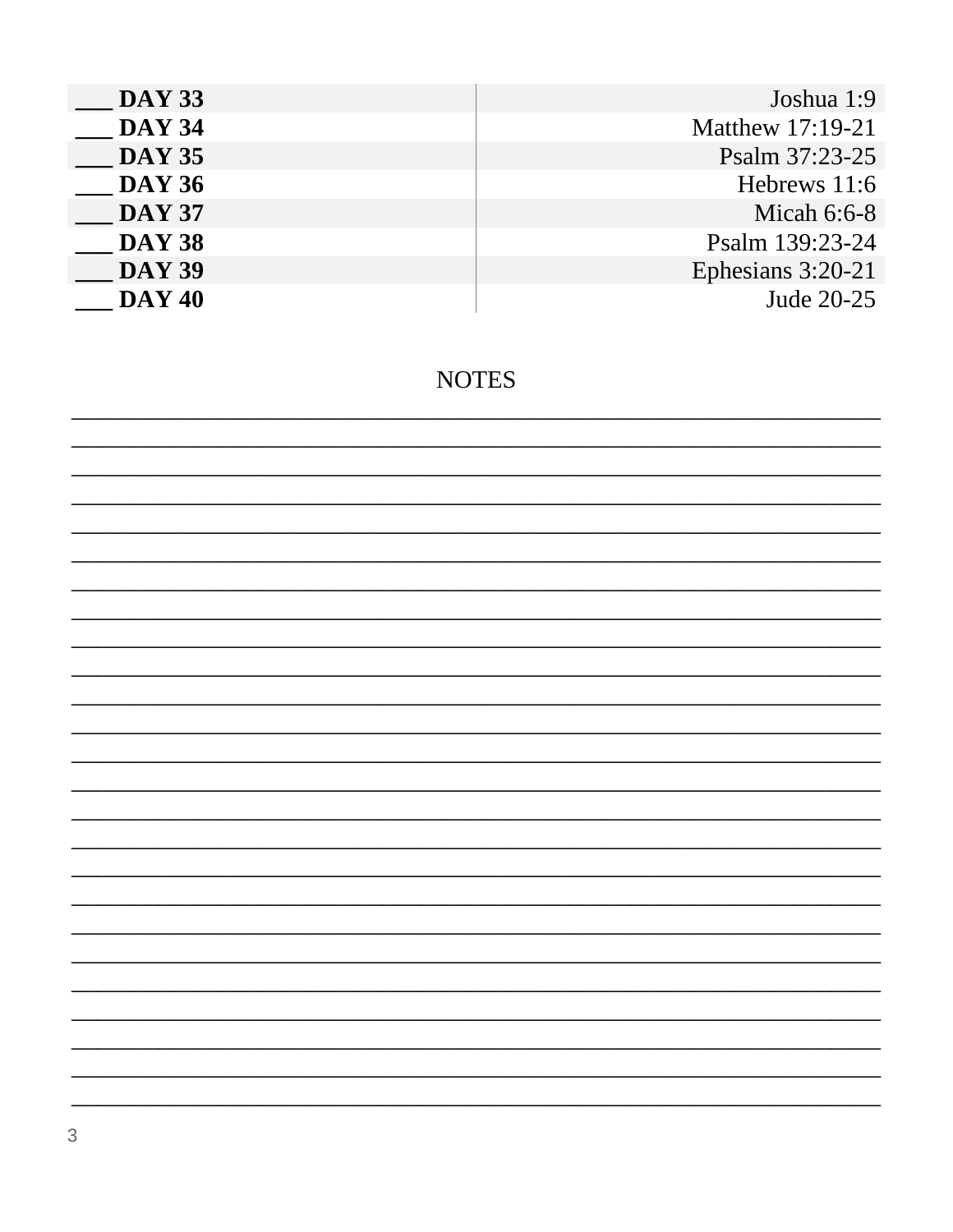| | |
|---|---|
| **___ DAY 33** | Joshua 1:9 |
| **___ DAY 34** | Matthew 17:19-21 |
| **___ DAY 35** | Psalm 37:23-25 |
| **___ DAY 36** | Hebrews 11:6 |
| **___ DAY 37** | Micah 6:6-8 |
| **___ DAY 38** | Psalm 139:23-24 |
| **___ DAY 39** | Ephesians 3:20-21 |
| **___ DAY 40** | Jude 20-25 |

NOTES

________________________________________________________________________________

________________________________________________________________________________

________________________________________________________________________________

________________________________________________________________________________

________________________________________________________________________________

________________________________________________________________________________

________________________________________________________________________________

________________________________________________________________________________

________________________________________________________________________________

________________________________________________________________________________

________________________________________________________________________________

________________________________________________________________________________

________________________________________________________________________________

________________________________________________________________________________

________________________________________________________________________________

________________________________________________________________________________

________________________________________________________________________________

________________________________________________________________________________

________________________________________________________________________________

________________________________________________________________________________

________________________________________________________________________________

________________________________________________________________________________

________________________________________________________________________________

________________________________________________________________________________

________________________________________________________________________________